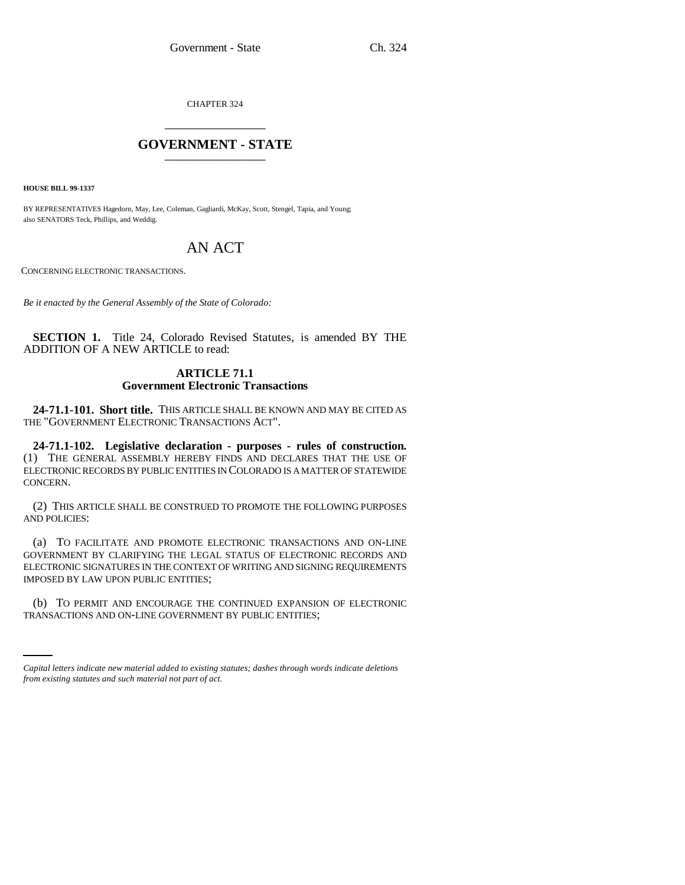CHAPTER 324

# GOVERNMENT - STATE

**HOUSE BILL 99-1337**

BY REPRESENTATIVES Hagedorn, May, Lee, Coleman, Gagliardi, McKay, Scott, Stengel, Tapia, and Young;
also SENATORS Teck, Phillips, and Weddig.

# AN ACT

CONCERNING ELECTRONIC TRANSACTIONS.

*Be it enacted by the General Assembly of the State of Colorado:*

**SECTION 1.** Title 24, Colorado Revised Statutes, is amended BY THE ADDITION OF A NEW ARTICLE to read:

## ARTICLE 71.1
## Government Electronic Transactions

**24-71.1-101. Short title.** THIS ARTICLE SHALL BE KNOWN AND MAY BE CITED AS THE "GOVERNMENT ELECTRONIC TRANSACTIONS ACT".

**24-71.1-102. Legislative declaration - purposes - rules of construction.** (1) THE GENERAL ASSEMBLY HEREBY FINDS AND DECLARES THAT THE USE OF ELECTRONIC RECORDS BY PUBLIC ENTITIES IN COLORADO IS A MATTER OF STATEWIDE CONCERN.

(2) THIS ARTICLE SHALL BE CONSTRUED TO PROMOTE THE FOLLOWING PURPOSES AND POLICIES:

(a) TO FACILITATE AND PROMOTE ELECTRONIC TRANSACTIONS AND ON-LINE GOVERNMENT BY CLARIFYING THE LEGAL STATUS OF ELECTRONIC RECORDS AND ELECTRONIC SIGNATURES IN THE CONTEXT OF WRITING AND SIGNING REQUIREMENTS IMPOSED BY LAW UPON PUBLIC ENTITIES;

(b) TO PERMIT AND ENCOURAGE THE CONTINUED EXPANSION OF ELECTRONIC TRANSACTIONS AND ON-LINE GOVERNMENT BY PUBLIC ENTITIES;

*Capital letters indicate new material added to existing statutes; dashes through words indicate deletions from existing statutes and such material not part of act.*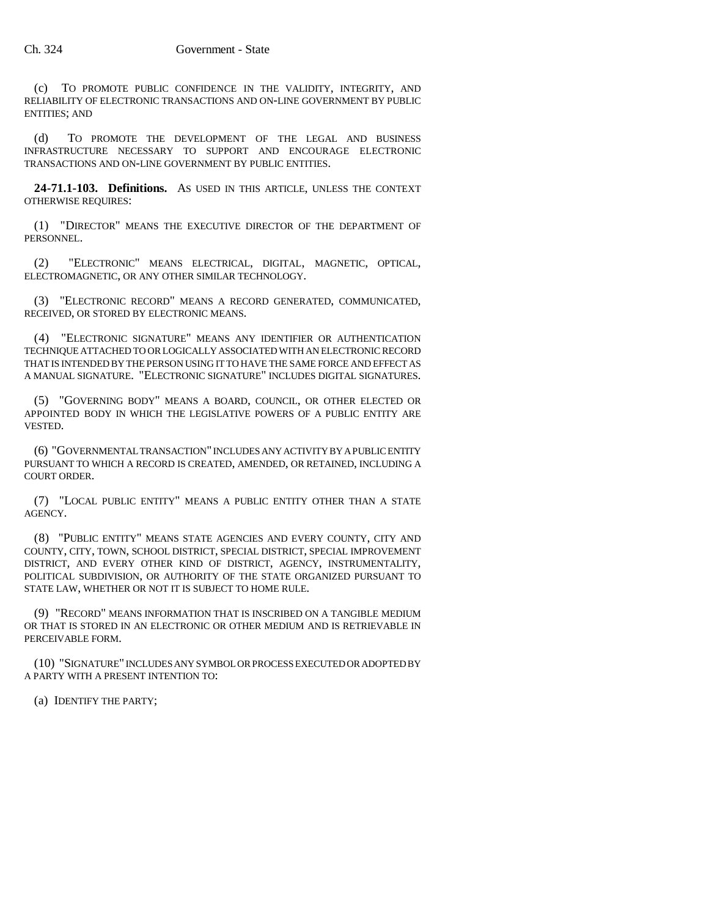(c) TO PROMOTE PUBLIC CONFIDENCE IN THE VALIDITY, INTEGRITY, AND RELIABILITY OF ELECTRONIC TRANSACTIONS AND ON-LINE GOVERNMENT BY PUBLIC ENTITIES; AND

(d) TO PROMOTE THE DEVELOPMENT OF THE LEGAL AND BUSINESS INFRASTRUCTURE NECESSARY TO SUPPORT AND ENCOURAGE ELECTRONIC TRANSACTIONS AND ON-LINE GOVERNMENT BY PUBLIC ENTITIES.

**24-71.1-103. Definitions.** AS USED IN THIS ARTICLE, UNLESS THE CONTEXT OTHERWISE REQUIRES:

(1) "DIRECTOR" MEANS THE EXECUTIVE DIRECTOR OF THE DEPARTMENT OF PERSONNEL.

(2) "ELECTRONIC" MEANS ELECTRICAL, DIGITAL, MAGNETIC, OPTICAL, ELECTROMAGNETIC, OR ANY OTHER SIMILAR TECHNOLOGY.

(3) "ELECTRONIC RECORD" MEANS A RECORD GENERATED, COMMUNICATED, RECEIVED, OR STORED BY ELECTRONIC MEANS.

(4) "ELECTRONIC SIGNATURE" MEANS ANY IDENTIFIER OR AUTHENTICATION TECHNIQUE ATTACHED TO OR LOGICALLY ASSOCIATED WITH AN ELECTRONIC RECORD THAT IS INTENDED BY THE PERSON USING IT TO HAVE THE SAME FORCE AND EFFECT AS A MANUAL SIGNATURE. "ELECTRONIC SIGNATURE" INCLUDES DIGITAL SIGNATURES.

(5) "GOVERNING BODY" MEANS A BOARD, COUNCIL, OR OTHER ELECTED OR APPOINTED BODY IN WHICH THE LEGISLATIVE POWERS OF A PUBLIC ENTITY ARE VESTED.

(6) "GOVERNMENTAL TRANSACTION" INCLUDES ANY ACTIVITY BY A PUBLIC ENTITY PURSUANT TO WHICH A RECORD IS CREATED, AMENDED, OR RETAINED, INCLUDING A COURT ORDER.

(7) "LOCAL PUBLIC ENTITY" MEANS A PUBLIC ENTITY OTHER THAN A STATE AGENCY.

(8) "PUBLIC ENTITY" MEANS STATE AGENCIES AND EVERY COUNTY, CITY AND COUNTY, CITY, TOWN, SCHOOL DISTRICT, SPECIAL DISTRICT, SPECIAL IMPROVEMENT DISTRICT, AND EVERY OTHER KIND OF DISTRICT, AGENCY, INSTRUMENTALITY, POLITICAL SUBDIVISION, OR AUTHORITY OF THE STATE ORGANIZED PURSUANT TO STATE LAW, WHETHER OR NOT IT IS SUBJECT TO HOME RULE.

(9) "RECORD" MEANS INFORMATION THAT IS INSCRIBED ON A TANGIBLE MEDIUM OR THAT IS STORED IN AN ELECTRONIC OR OTHER MEDIUM AND IS RETRIEVABLE IN PERCEIVABLE FORM.

(10) "SIGNATURE" INCLUDES ANY SYMBOL OR PROCESS EXECUTED OR ADOPTED BY A PARTY WITH A PRESENT INTENTION TO:

(a) IDENTIFY THE PARTY;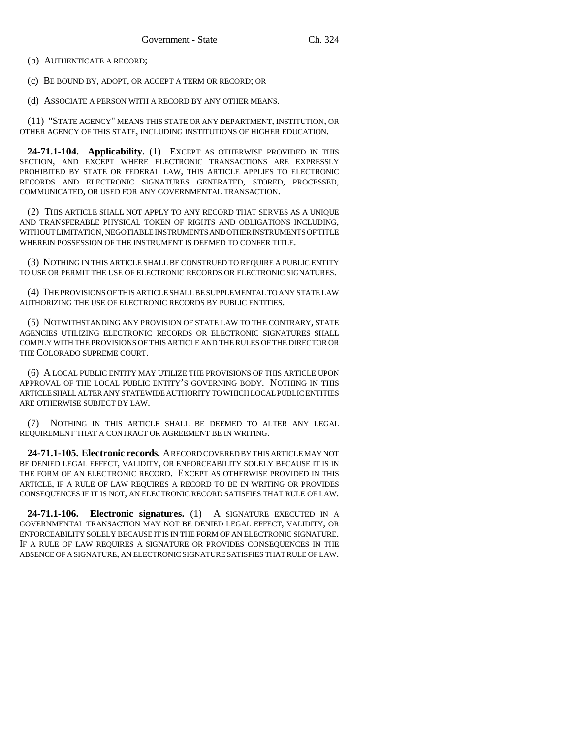(b) AUTHENTICATE A RECORD;

(c) BE BOUND BY, ADOPT, OR ACCEPT A TERM OR RECORD; OR

(d) ASSOCIATE A PERSON WITH A RECORD BY ANY OTHER MEANS.

(11) "STATE AGENCY" MEANS THIS STATE OR ANY DEPARTMENT, INSTITUTION, OR OTHER AGENCY OF THIS STATE, INCLUDING INSTITUTIONS OF HIGHER EDUCATION.

**24-71.1-104. Applicability.** (1) EXCEPT AS OTHERWISE PROVIDED IN THIS SECTION, AND EXCEPT WHERE ELECTRONIC TRANSACTIONS ARE EXPRESSLY PROHIBITED BY STATE OR FEDERAL LAW, THIS ARTICLE APPLIES TO ELECTRONIC RECORDS AND ELECTRONIC SIGNATURES GENERATED, STORED, PROCESSED, COMMUNICATED, OR USED FOR ANY GOVERNMENTAL TRANSACTION.

(2) THIS ARTICLE SHALL NOT APPLY TO ANY RECORD THAT SERVES AS A UNIQUE AND TRANSFERABLE PHYSICAL TOKEN OF RIGHTS AND OBLIGATIONS INCLUDING, WITHOUT LIMITATION, NEGOTIABLE INSTRUMENTS AND OTHER INSTRUMENTS OF TITLE WHEREIN POSSESSION OF THE INSTRUMENT IS DEEMED TO CONFER TITLE.

(3) NOTHING IN THIS ARTICLE SHALL BE CONSTRUED TO REQUIRE A PUBLIC ENTITY TO USE OR PERMIT THE USE OF ELECTRONIC RECORDS OR ELECTRONIC SIGNATURES.

(4) THE PROVISIONS OF THIS ARTICLE SHALL BE SUPPLEMENTAL TO ANY STATE LAW AUTHORIZING THE USE OF ELECTRONIC RECORDS BY PUBLIC ENTITIES.

(5) NOTWITHSTANDING ANY PROVISION OF STATE LAW TO THE CONTRARY, STATE AGENCIES UTILIZING ELECTRONIC RECORDS OR ELECTRONIC SIGNATURES SHALL COMPLY WITH THE PROVISIONS OF THIS ARTICLE AND THE RULES OF THE DIRECTOR OR THE COLORADO SUPREME COURT.

(6) A LOCAL PUBLIC ENTITY MAY UTILIZE THE PROVISIONS OF THIS ARTICLE UPON APPROVAL OF THE LOCAL PUBLIC ENTITY'S GOVERNING BODY. NOTHING IN THIS ARTICLE SHALL ALTER ANY STATEWIDE AUTHORITY TO WHICH LOCAL PUBLIC ENTITIES ARE OTHERWISE SUBJECT BY LAW.

(7) NOTHING IN THIS ARTICLE SHALL BE DEEMED TO ALTER ANY LEGAL REQUIREMENT THAT A CONTRACT OR AGREEMENT BE IN WRITING.

**24-71.1-105. Electronic records.** A RECORD COVERED BY THIS ARTICLE MAY NOT BE DENIED LEGAL EFFECT, VALIDITY, OR ENFORCEABILITY SOLELY BECAUSE IT IS IN THE FORM OF AN ELECTRONIC RECORD. EXCEPT AS OTHERWISE PROVIDED IN THIS ARTICLE, IF A RULE OF LAW REQUIRES A RECORD TO BE IN WRITING OR PROVIDES CONSEQUENCES IF IT IS NOT, AN ELECTRONIC RECORD SATISFIES THAT RULE OF LAW.

**24-71.1-106. Electronic signatures.** (1) A SIGNATURE EXECUTED IN A GOVERNMENTAL TRANSACTION MAY NOT BE DENIED LEGAL EFFECT, VALIDITY, OR ENFORCEABILITY SOLELY BECAUSE IT IS IN THE FORM OF AN ELECTRONIC SIGNATURE. IF A RULE OF LAW REQUIRES A SIGNATURE OR PROVIDES CONSEQUENCES IN THE ABSENCE OF A SIGNATURE, AN ELECTRONIC SIGNATURE SATISFIES THAT RULE OF LAW.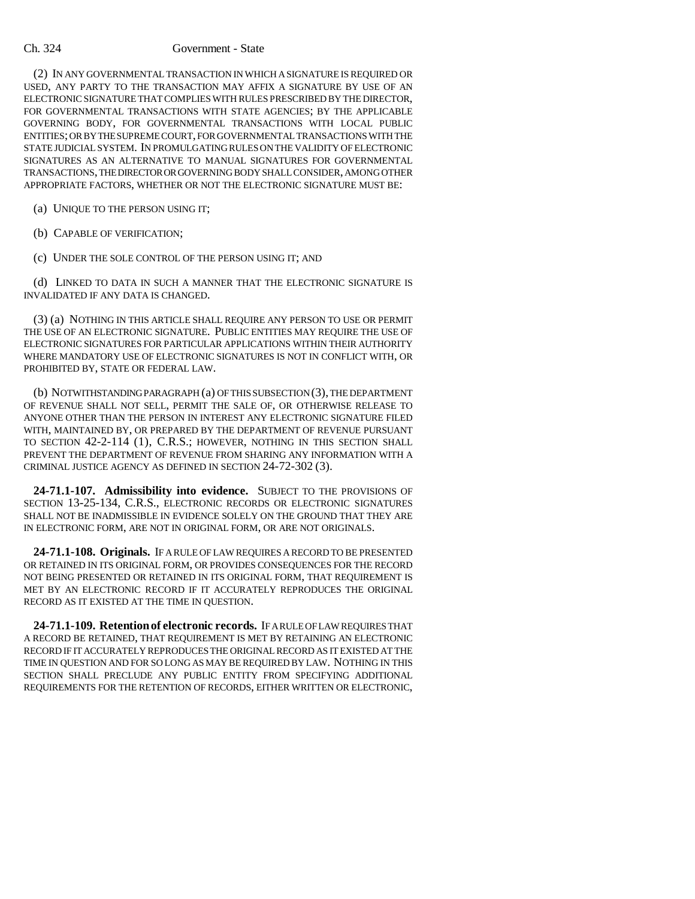(2) IN ANY GOVERNMENTAL TRANSACTION IN WHICH A SIGNATURE IS REQUIRED OR USED, ANY PARTY TO THE TRANSACTION MAY AFFIX A SIGNATURE BY USE OF AN ELECTRONIC SIGNATURE THAT COMPLIES WITH RULES PRESCRIBED BY THE DIRECTOR, FOR GOVERNMENTAL TRANSACTIONS WITH STATE AGENCIES; BY THE APPLICABLE GOVERNING BODY, FOR GOVERNMENTAL TRANSACTIONS WITH LOCAL PUBLIC ENTITIES; OR BY THE SUPREME COURT, FOR GOVERNMENTAL TRANSACTIONS WITH THE STATE JUDICIAL SYSTEM. IN PROMULGATING RULES ON THE VALIDITY OF ELECTRONIC SIGNATURES AS AN ALTERNATIVE TO MANUAL SIGNATURES FOR GOVERNMENTAL TRANSACTIONS, THE DIRECTOR OR GOVERNING BODY SHALL CONSIDER, AMONG OTHER APPROPRIATE FACTORS, WHETHER OR NOT THE ELECTRONIC SIGNATURE MUST BE:

(a) UNIQUE TO THE PERSON USING IT;

(b) CAPABLE OF VERIFICATION;

(c) UNDER THE SOLE CONTROL OF THE PERSON USING IT; AND

(d) LINKED TO DATA IN SUCH A MANNER THAT THE ELECTRONIC SIGNATURE IS INVALIDATED IF ANY DATA IS CHANGED.

(3) (a) NOTHING IN THIS ARTICLE SHALL REQUIRE ANY PERSON TO USE OR PERMIT THE USE OF AN ELECTRONIC SIGNATURE. PUBLIC ENTITIES MAY REQUIRE THE USE OF ELECTRONIC SIGNATURES FOR PARTICULAR APPLICATIONS WITHIN THEIR AUTHORITY WHERE MANDATORY USE OF ELECTRONIC SIGNATURES IS NOT IN CONFLICT WITH, OR PROHIBITED BY, STATE OR FEDERAL LAW.

(b) NOTWITHSTANDING PARAGRAPH (a) OF THIS SUBSECTION (3), THE DEPARTMENT OF REVENUE SHALL NOT SELL, PERMIT THE SALE OF, OR OTHERWISE RELEASE TO ANYONE OTHER THAN THE PERSON IN INTEREST ANY ELECTRONIC SIGNATURE FILED WITH, MAINTAINED BY, OR PREPARED BY THE DEPARTMENT OF REVENUE PURSUANT TO SECTION 42-2-114 (1), C.R.S.; HOWEVER, NOTHING IN THIS SECTION SHALL PREVENT THE DEPARTMENT OF REVENUE FROM SHARING ANY INFORMATION WITH A CRIMINAL JUSTICE AGENCY AS DEFINED IN SECTION 24-72-302 (3).

**24-71.1-107. Admissibility into evidence.** SUBJECT TO THE PROVISIONS OF SECTION 13-25-134, C.R.S., ELECTRONIC RECORDS OR ELECTRONIC SIGNATURES SHALL NOT BE INADMISSIBLE IN EVIDENCE SOLELY ON THE GROUND THAT THEY ARE IN ELECTRONIC FORM, ARE NOT IN ORIGINAL FORM, OR ARE NOT ORIGINALS.

**24-71.1-108. Originals.** IF A RULE OF LAW REQUIRES A RECORD TO BE PRESENTED OR RETAINED IN ITS ORIGINAL FORM, OR PROVIDES CONSEQUENCES FOR THE RECORD NOT BEING PRESENTED OR RETAINED IN ITS ORIGINAL FORM, THAT REQUIREMENT IS MET BY AN ELECTRONIC RECORD IF IT ACCURATELY REPRODUCES THE ORIGINAL RECORD AS IT EXISTED AT THE TIME IN QUESTION.

**24-71.1-109. Retention of electronic records.** IF A RULE OF LAW REQUIRES THAT A RECORD BE RETAINED, THAT REQUIREMENT IS MET BY RETAINING AN ELECTRONIC RECORD IF IT ACCURATELY REPRODUCES THE ORIGINAL RECORD AS IT EXISTED AT THE TIME IN QUESTION AND FOR SO LONG AS MAY BE REQUIRED BY LAW. NOTHING IN THIS SECTION SHALL PRECLUDE ANY PUBLIC ENTITY FROM SPECIFYING ADDITIONAL REQUIREMENTS FOR THE RETENTION OF RECORDS, EITHER WRITTEN OR ELECTRONIC,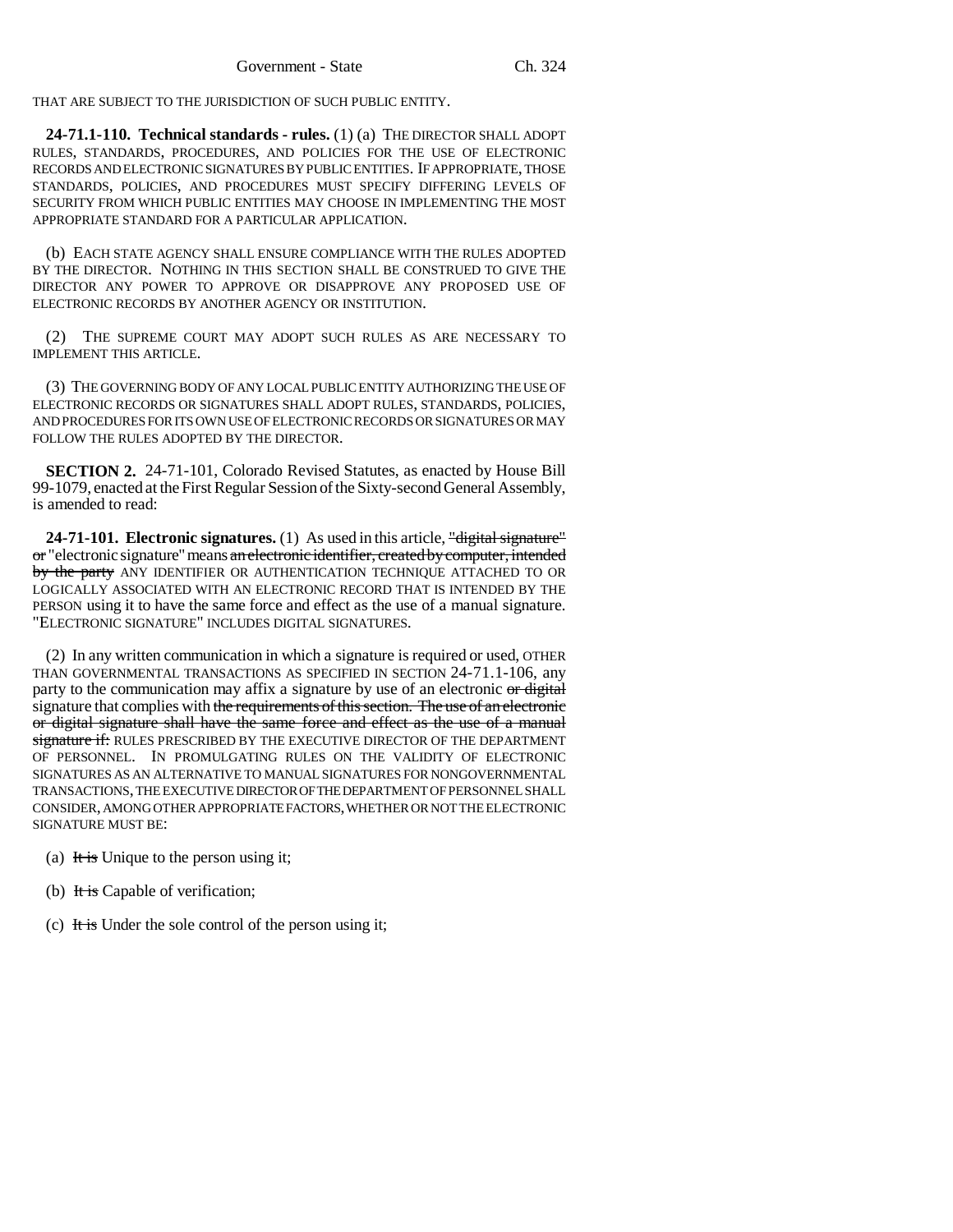THAT ARE SUBJECT TO THE JURISDICTION OF SUCH PUBLIC ENTITY.

**24-71.1-110. Technical standards - rules.** (1) (a) THE DIRECTOR SHALL ADOPT RULES, STANDARDS, PROCEDURES, AND POLICIES FOR THE USE OF ELECTRONIC RECORDS AND ELECTRONIC SIGNATURES BY PUBLIC ENTITIES. IF APPROPRIATE, THOSE STANDARDS, POLICIES, AND PROCEDURES MUST SPECIFY DIFFERING LEVELS OF SECURITY FROM WHICH PUBLIC ENTITIES MAY CHOOSE IN IMPLEMENTING THE MOST APPROPRIATE STANDARD FOR A PARTICULAR APPLICATION.

(b) EACH STATE AGENCY SHALL ENSURE COMPLIANCE WITH THE RULES ADOPTED BY THE DIRECTOR. NOTHING IN THIS SECTION SHALL BE CONSTRUED TO GIVE THE DIRECTOR ANY POWER TO APPROVE OR DISAPPROVE ANY PROPOSED USE OF ELECTRONIC RECORDS BY ANOTHER AGENCY OR INSTITUTION.

(2) THE SUPREME COURT MAY ADOPT SUCH RULES AS ARE NECESSARY TO IMPLEMENT THIS ARTICLE.

(3) THE GOVERNING BODY OF ANY LOCAL PUBLIC ENTITY AUTHORIZING THE USE OF ELECTRONIC RECORDS OR SIGNATURES SHALL ADOPT RULES, STANDARDS, POLICIES, AND PROCEDURES FOR ITS OWN USE OF ELECTRONIC RECORDS OR SIGNATURES OR MAY FOLLOW THE RULES ADOPTED BY THE DIRECTOR.

**SECTION 2.** 24-71-101, Colorado Revised Statutes, as enacted by House Bill 99-1079, enacted at the First Regular Session of the Sixty-second General Assembly, is amended to read:

**24-71-101. Electronic signatures.** (1) As used in this article, ~~"digital signature" or~~ "electronic signature" means ~~an electronic identifier, created by computer, intended by the party~~ ANY IDENTIFIER OR AUTHENTICATION TECHNIQUE ATTACHED TO OR LOGICALLY ASSOCIATED WITH AN ELECTRONIC RECORD THAT IS INTENDED BY THE PERSON using it to have the same force and effect as the use of a manual signature. "ELECTRONIC SIGNATURE" INCLUDES DIGITAL SIGNATURES.

(2) In any written communication in which a signature is required or used, OTHER THAN GOVERNMENTAL TRANSACTIONS AS SPECIFIED IN SECTION 24-71.1-106, any party to the communication may affix a signature by use of an electronic ~~or digital~~ signature that complies with ~~the requirements of this section. The use of an electronic or digital signature shall have the same force and effect as the use of a manual signature if:~~ RULES PRESCRIBED BY THE EXECUTIVE DIRECTOR OF THE DEPARTMENT OF PERSONNEL. IN PROMULGATING RULES ON THE VALIDITY OF ELECTRONIC SIGNATURES AS AN ALTERNATIVE TO MANUAL SIGNATURES FOR NONGOVERNMENTAL TRANSACTIONS, THE EXECUTIVE DIRECTOR OF THE DEPARTMENT OF PERSONNEL SHALL CONSIDER, AMONG OTHER APPROPRIATE FACTORS, WHETHER OR NOT THE ELECTRONIC SIGNATURE MUST BE:

(a) ~~It is~~ Unique to the person using it;

(b) ~~It is~~ Capable of verification;

(c) ~~It is~~ Under the sole control of the person using it;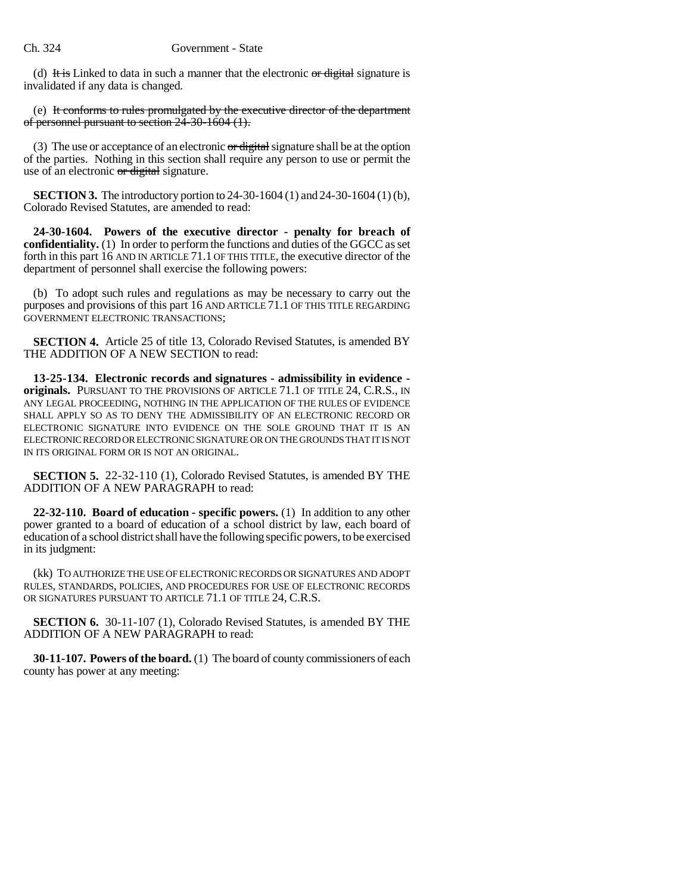(d) ~~It is~~ Linked to data in such a manner that the electronic ~~or digital~~ signature is invalidated if any data is changed.

(e) ~~It conforms to rules promulgated by the executive director of the department of personnel pursuant to section 24-30-1604 (1).~~

(3) The use or acceptance of an electronic ~~or digital~~ signature shall be at the option of the parties. Nothing in this section shall require any person to use or permit the use of an electronic ~~or digital~~ signature.

**SECTION 3.** The introductory portion to 24-30-1604 (1) and 24-30-1604 (1) (b), Colorado Revised Statutes, are amended to read:

**24-30-1604. Powers of the executive director - penalty for breach of confidentiality.** (1) In order to perform the functions and duties of the GGCC as set forth in this part 16 AND IN ARTICLE 71.1 OF THIS TITLE, the executive director of the department of personnel shall exercise the following powers:

(b) To adopt such rules and regulations as may be necessary to carry out the purposes and provisions of this part 16 AND ARTICLE 71.1 OF THIS TITLE REGARDING GOVERNMENT ELECTRONIC TRANSACTIONS;

**SECTION 4.** Article 25 of title 13, Colorado Revised Statutes, is amended BY THE ADDITION OF A NEW SECTION to read:

**13-25-134. Electronic records and signatures - admissibility in evidence - originals.** PURSUANT TO THE PROVISIONS OF ARTICLE 71.1 OF TITLE 24, C.R.S., IN ANY LEGAL PROCEEDING, NOTHING IN THE APPLICATION OF THE RULES OF EVIDENCE SHALL APPLY SO AS TO DENY THE ADMISSIBILITY OF AN ELECTRONIC RECORD OR ELECTRONIC SIGNATURE INTO EVIDENCE ON THE SOLE GROUND THAT IT IS AN ELECTRONIC RECORD OR ELECTRONIC SIGNATURE OR ON THE GROUNDS THAT IT IS NOT IN ITS ORIGINAL FORM OR IS NOT AN ORIGINAL.

**SECTION 5.** 22-32-110 (1), Colorado Revised Statutes, is amended BY THE ADDITION OF A NEW PARAGRAPH to read:

**22-32-110. Board of education - specific powers.** (1) In addition to any other power granted to a board of education of a school district by law, each board of education of a school district shall have the following specific powers, to be exercised in its judgment:

(kk) TO AUTHORIZE THE USE OF ELECTRONIC RECORDS OR SIGNATURES AND ADOPT RULES, STANDARDS, POLICIES, AND PROCEDURES FOR USE OF ELECTRONIC RECORDS OR SIGNATURES PURSUANT TO ARTICLE 71.1 OF TITLE 24, C.R.S.

**SECTION 6.** 30-11-107 (1), Colorado Revised Statutes, is amended BY THE ADDITION OF A NEW PARAGRAPH to read:

**30-11-107. Powers of the board.** (1) The board of county commissioners of each county has power at any meeting: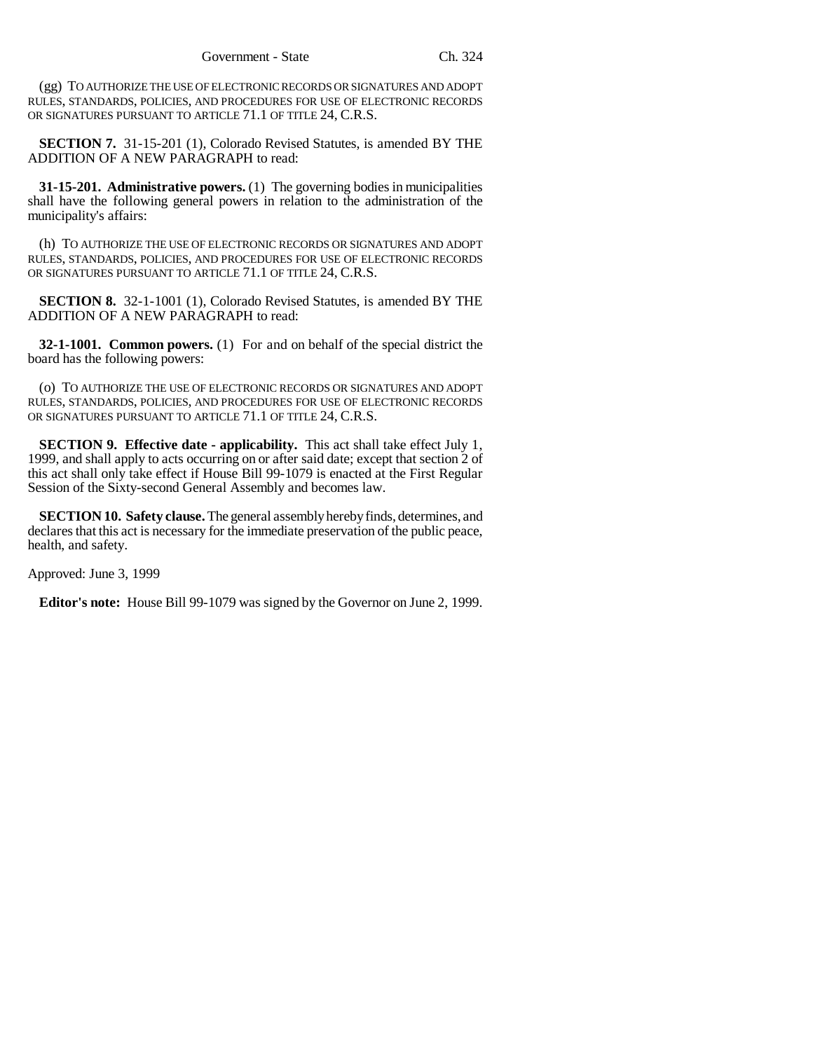(gg) TO AUTHORIZE THE USE OF ELECTRONIC RECORDS OR SIGNATURES AND ADOPT RULES, STANDARDS, POLICIES, AND PROCEDURES FOR USE OF ELECTRONIC RECORDS OR SIGNATURES PURSUANT TO ARTICLE 71.1 OF TITLE 24, C.R.S.

**SECTION 7.** 31-15-201 (1), Colorado Revised Statutes, is amended BY THE ADDITION OF A NEW PARAGRAPH to read:

**31-15-201. Administrative powers.** (1) The governing bodies in municipalities shall have the following general powers in relation to the administration of the municipality's affairs:

(h) TO AUTHORIZE THE USE OF ELECTRONIC RECORDS OR SIGNATURES AND ADOPT RULES, STANDARDS, POLICIES, AND PROCEDURES FOR USE OF ELECTRONIC RECORDS OR SIGNATURES PURSUANT TO ARTICLE 71.1 OF TITLE 24, C.R.S.

**SECTION 8.** 32-1-1001 (1), Colorado Revised Statutes, is amended BY THE ADDITION OF A NEW PARAGRAPH to read:

**32-1-1001. Common powers.** (1) For and on behalf of the special district the board has the following powers:

(o) TO AUTHORIZE THE USE OF ELECTRONIC RECORDS OR SIGNATURES AND ADOPT RULES, STANDARDS, POLICIES, AND PROCEDURES FOR USE OF ELECTRONIC RECORDS OR SIGNATURES PURSUANT TO ARTICLE 71.1 OF TITLE 24, C.R.S.

**SECTION 9. Effective date - applicability.** This act shall take effect July 1, 1999, and shall apply to acts occurring on or after said date; except that section 2 of this act shall only take effect if House Bill 99-1079 is enacted at the First Regular Session of the Sixty-second General Assembly and becomes law.

**SECTION 10. Safety clause.** The general assembly hereby finds, determines, and declares that this act is necessary for the immediate preservation of the public peace, health, and safety.

Approved: June 3, 1999

**Editor's note:** House Bill 99-1079 was signed by the Governor on June 2, 1999.